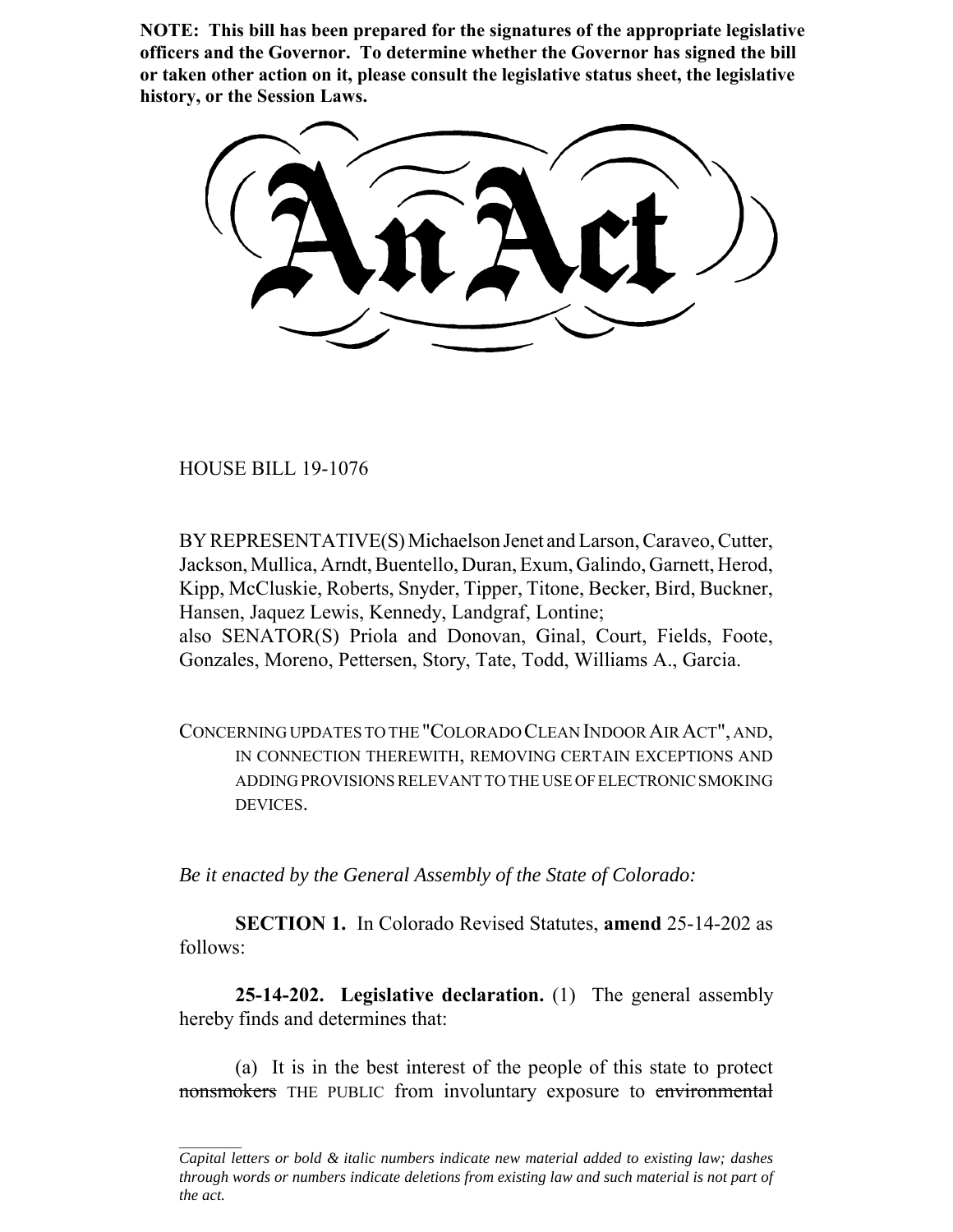**NOTE: This bill has been prepared for the signatures of the appropriate legislative officers and the Governor. To determine whether the Governor has signed the bill or taken other action on it, please consult the legislative status sheet, the legislative history, or the Session Laws.**

# An Act

HOUSE BILL 19-1076

BY REPRESENTATIVE(S) Michaelson Jenet and Larson, Caraveo, Cutter, Jackson, Mullica, Arndt, Buentello, Duran, Exum, Galindo, Garnett, Herod, Kipp, McCluskie, Roberts, Snyder, Tipper, Titone, Becker, Bird, Buckner, Hansen, Jaquez Lewis, Kennedy, Landgraf, Lontine;
also SENATOR(S) Priola and Donovan, Ginal, Court, Fields, Foote, Gonzales, Moreno, Pettersen, Story, Tate, Todd, Williams A., Garcia.

CONCERNING UPDATES TO THE "COLORADO CLEAN INDOOR AIR ACT", AND, IN CONNECTION THEREWITH, REMOVING CERTAIN EXCEPTIONS AND ADDING PROVISIONS RELEVANT TO THE USE OF ELECTRONIC SMOKING DEVICES.

*Be it enacted by the General Assembly of the State of Colorado:*

**SECTION 1.** In Colorado Revised Statutes, **amend** 25-14-202 as follows:

**25-14-202. Legislative declaration.** (1) The general assembly hereby finds and determines that:

(a) It is in the best interest of the people of this state to protect ~~nonsmokers~~ THE PUBLIC from involuntary exposure to ~~environmental~~

---

*Capital letters or bold & italic numbers indicate new material added to existing law; dashes through words or numbers indicate deletions from existing law and such material is not part of the act.*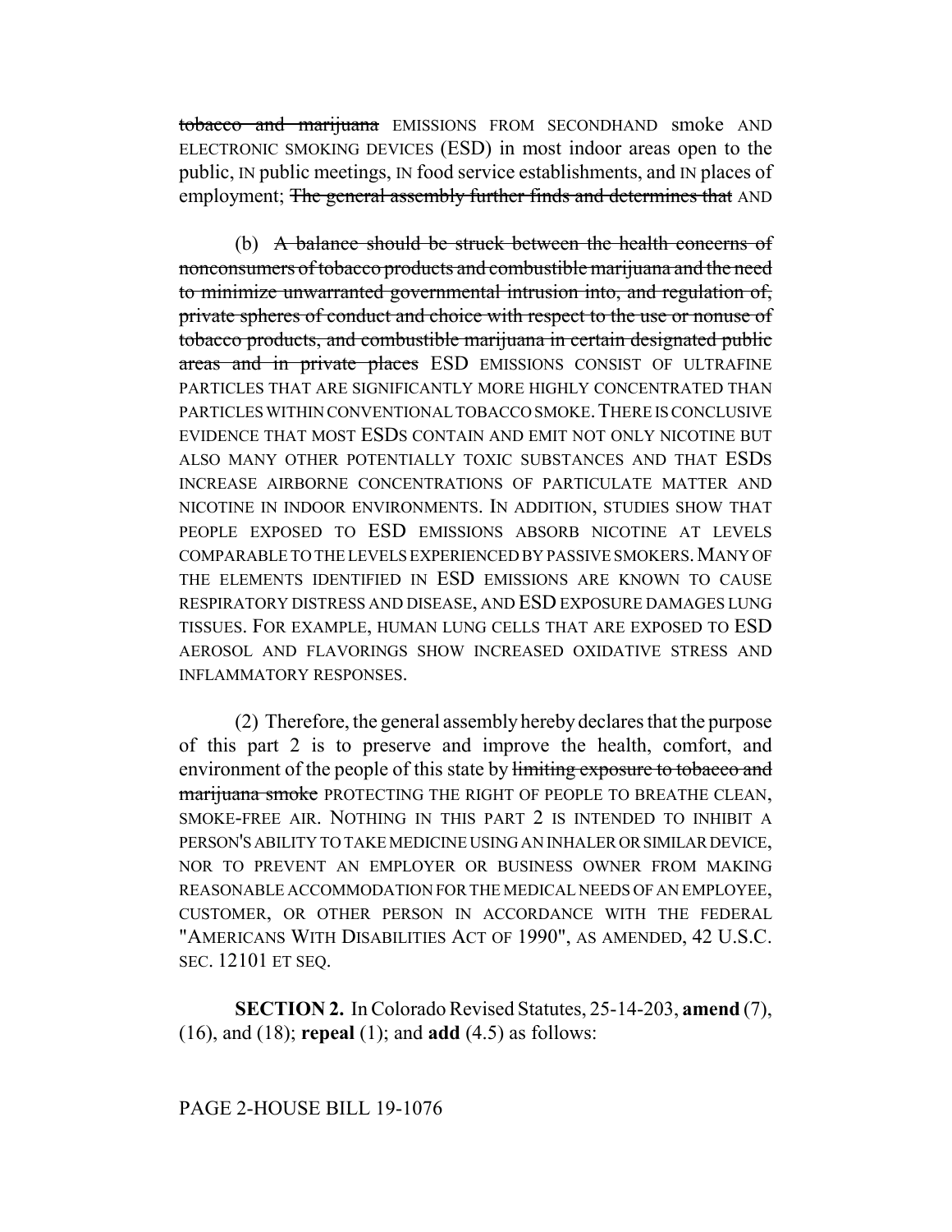~~tobacco and marijuana~~ EMISSIONS FROM SECONDHAND smoke AND ELECTRONIC SMOKING DEVICES (ESD) in most indoor areas open to the public, IN public meetings, IN food service establishments, and IN places of employment; ~~The general assembly further finds and determines that~~ AND

(b) ~~A balance should be struck between the health concerns of nonconsumers of tobacco products and combustible marijuana and the need to minimize unwarranted governmental intrusion into, and regulation of, private spheres of conduct and choice with respect to the use or nonuse of tobacco products, and combustible marijuana in certain designated public areas and in private places~~ ESD EMISSIONS CONSIST OF ULTRAFINE PARTICLES THAT ARE SIGNIFICANTLY MORE HIGHLY CONCENTRATED THAN PARTICLES WITHIN CONVENTIONAL TOBACCO SMOKE. THERE IS CONCLUSIVE EVIDENCE THAT MOST ESDS CONTAIN AND EMIT NOT ONLY NICOTINE BUT ALSO MANY OTHER POTENTIALLY TOXIC SUBSTANCES AND THAT ESDS INCREASE AIRBORNE CONCENTRATIONS OF PARTICULATE MATTER AND NICOTINE IN INDOOR ENVIRONMENTS. IN ADDITION, STUDIES SHOW THAT PEOPLE EXPOSED TO ESD EMISSIONS ABSORB NICOTINE AT LEVELS COMPARABLE TO THE LEVELS EXPERIENCED BY PASSIVE SMOKERS. MANY OF THE ELEMENTS IDENTIFIED IN ESD EMISSIONS ARE KNOWN TO CAUSE RESPIRATORY DISTRESS AND DISEASE, AND ESD EXPOSURE DAMAGES LUNG TISSUES. FOR EXAMPLE, HUMAN LUNG CELLS THAT ARE EXPOSED TO ESD AEROSOL AND FLAVORINGS SHOW INCREASED OXIDATIVE STRESS AND INFLAMMATORY RESPONSES.

(2) Therefore, the general assembly hereby declares that the purpose of this part 2 is to preserve and improve the health, comfort, and environment of the people of this state by ~~limiting exposure to tobacco and marijuana smoke~~ PROTECTING THE RIGHT OF PEOPLE TO BREATHE CLEAN, SMOKE-FREE AIR. NOTHING IN THIS PART 2 IS INTENDED TO INHIBIT A PERSON'S ABILITY TO TAKE MEDICINE USING AN INHALER OR SIMILAR DEVICE, NOR TO PREVENT AN EMPLOYER OR BUSINESS OWNER FROM MAKING REASONABLE ACCOMMODATION FOR THE MEDICAL NEEDS OF AN EMPLOYEE, CUSTOMER, OR OTHER PERSON IN ACCORDANCE WITH THE FEDERAL "AMERICANS WITH DISABILITIES ACT OF 1990", AS AMENDED, 42 U.S.C. SEC. 12101 ET SEQ.

**SECTION 2.** In Colorado Revised Statutes, 25-14-203, **amend** (7), (16), and (18); **repeal** (1); and **add** (4.5) as follows: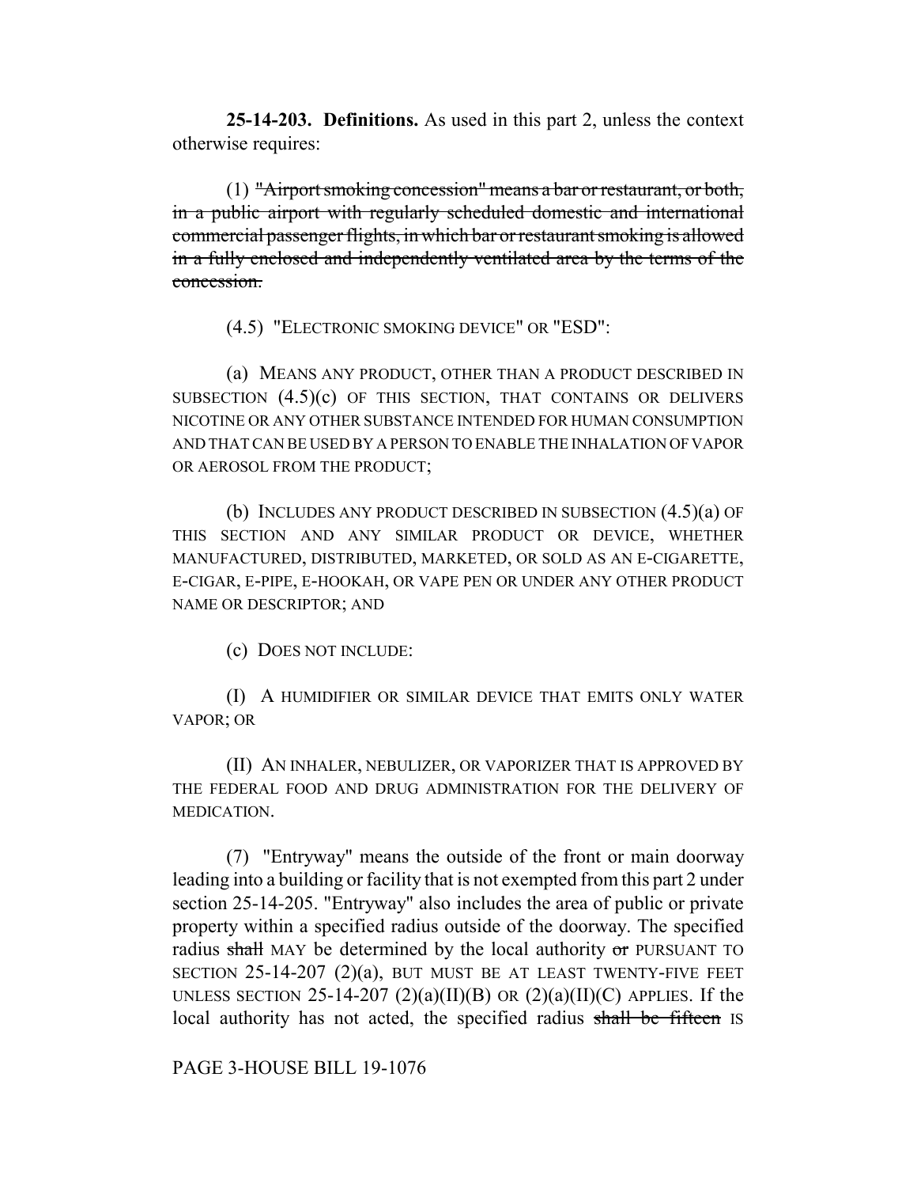**25-14-203. Definitions.** As used in this part 2, unless the context otherwise requires:

(1) ~~"Airport smoking concession" means a bar or restaurant, or both, in a public airport with regularly scheduled domestic and international commercial passenger flights, in which bar or restaurant smoking is allowed in a fully enclosed and independently ventilated area by the terms of the concession.~~

(4.5) "ELECTRONIC SMOKING DEVICE" OR "ESD":

(a) MEANS ANY PRODUCT, OTHER THAN A PRODUCT DESCRIBED IN SUBSECTION (4.5)(c) OF THIS SECTION, THAT CONTAINS OR DELIVERS NICOTINE OR ANY OTHER SUBSTANCE INTENDED FOR HUMAN CONSUMPTION AND THAT CAN BE USED BY A PERSON TO ENABLE THE INHALATION OF VAPOR OR AEROSOL FROM THE PRODUCT;

(b) INCLUDES ANY PRODUCT DESCRIBED IN SUBSECTION (4.5)(a) OF THIS SECTION AND ANY SIMILAR PRODUCT OR DEVICE, WHETHER MANUFACTURED, DISTRIBUTED, MARKETED, OR SOLD AS AN E-CIGARETTE, E-CIGAR, E-PIPE, E-HOOKAH, OR VAPE PEN OR UNDER ANY OTHER PRODUCT NAME OR DESCRIPTOR; AND

(c) DOES NOT INCLUDE:

(I) A HUMIDIFIER OR SIMILAR DEVICE THAT EMITS ONLY WATER VAPOR; OR

(II) AN INHALER, NEBULIZER, OR VAPORIZER THAT IS APPROVED BY THE FEDERAL FOOD AND DRUG ADMINISTRATION FOR THE DELIVERY OF MEDICATION.

(7) "Entryway" means the outside of the front or main doorway leading into a building or facility that is not exempted from this part 2 under section 25-14-205. "Entryway" also includes the area of public or private property within a specified radius outside of the doorway. The specified radius ~~shall~~ MAY be determined by the local authority ~~or~~ PURSUANT TO SECTION 25-14-207 (2)(a), BUT MUST BE AT LEAST TWENTY-FIVE FEET UNLESS SECTION 25-14-207 (2)(a)(II)(B) OR (2)(a)(II)(C) APPLIES. If the local authority has not acted, the specified radius ~~shall be fifteen~~ IS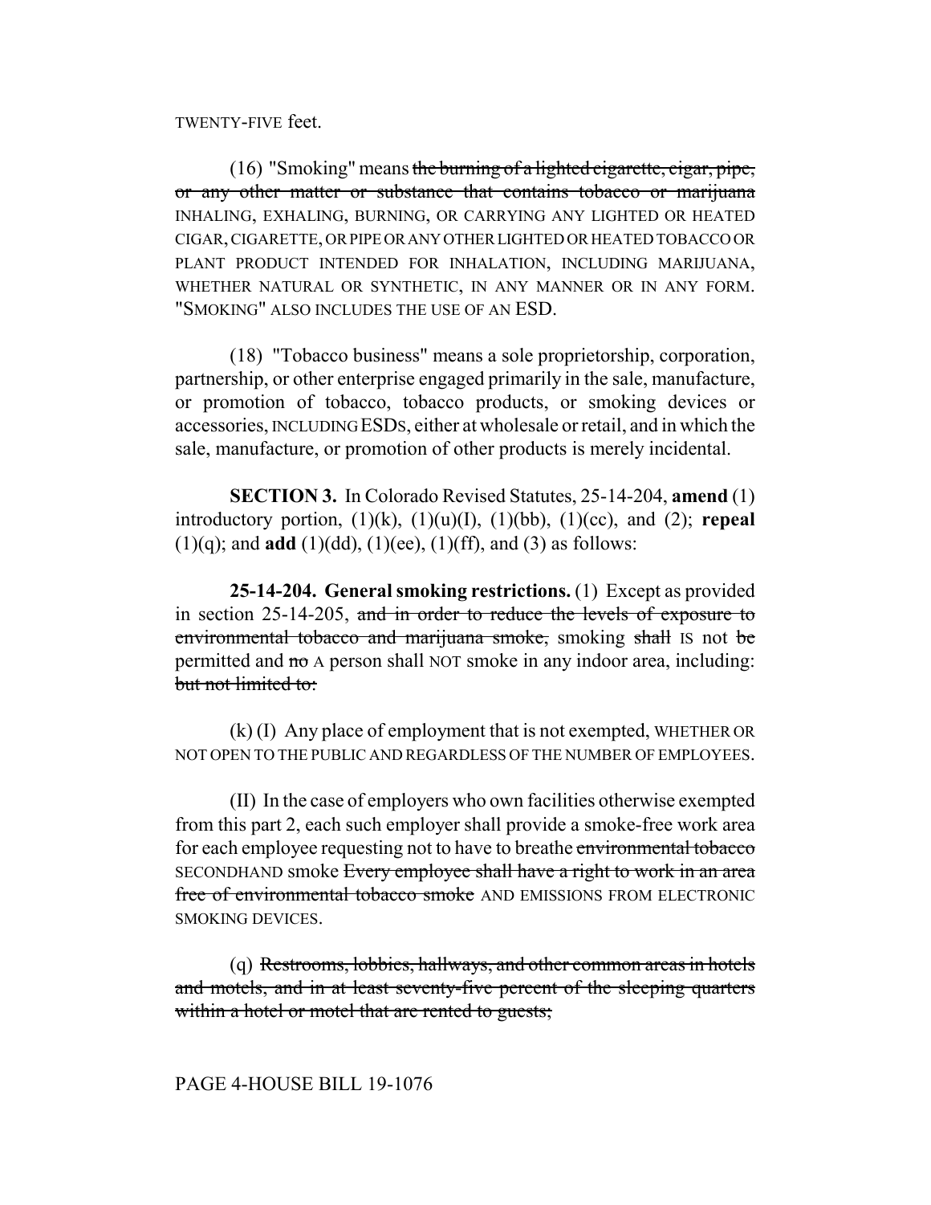TWENTY-FIVE feet.

(16) "Smoking" means ~~the burning of a lighted cigarette, cigar, pipe, or any other matter or substance that contains tobacco or marijuana~~ INHALING, EXHALING, BURNING, OR CARRYING ANY LIGHTED OR HEATED CIGAR, CIGARETTE, OR PIPE OR ANY OTHER LIGHTED OR HEATED TOBACCO OR PLANT PRODUCT INTENDED FOR INHALATION, INCLUDING MARIJUANA, WHETHER NATURAL OR SYNTHETIC, IN ANY MANNER OR IN ANY FORM. "SMOKING" ALSO INCLUDES THE USE OF AN ESD.

(18) "Tobacco business" means a sole proprietorship, corporation, partnership, or other enterprise engaged primarily in the sale, manufacture, or promotion of tobacco, tobacco products, or smoking devices or accessories, INCLUDING ESDS, either at wholesale or retail, and in which the sale, manufacture, or promotion of other products is merely incidental.

**SECTION 3.** In Colorado Revised Statutes, 25-14-204, **amend** (1) introductory portion, (1)(k), (1)(u)(I), (1)(bb), (1)(cc), and (2); **repeal** (1)(q); and **add** (1)(dd), (1)(ee), (1)(ff), and (3) as follows:

**25-14-204. General smoking restrictions.** (1) Except as provided in section 25-14-205, ~~and in order to reduce the levels of exposure to environmental tobacco and marijuana smoke,~~ smoking ~~shall~~ IS not ~~be~~ permitted and ~~no~~ A person shall NOT smoke in any indoor area, including: ~~but not limited to:~~

(k) (I) Any place of employment that is not exempted, WHETHER OR NOT OPEN TO THE PUBLIC AND REGARDLESS OF THE NUMBER OF EMPLOYEES.

(II) In the case of employers who own facilities otherwise exempted from this part 2, each such employer shall provide a smoke-free work area for each employee requesting not to have to breathe ~~environmental tobacco~~ SECONDHAND smoke ~~Every employee shall have a right to work in an area free of environmental tobacco smoke~~ AND EMISSIONS FROM ELECTRONIC SMOKING DEVICES.

(q) ~~Restrooms, lobbies, hallways, and other common areas in hotels and motels, and in at least seventy-five percent of the sleeping quarters within a hotel or motel that are rented to guests;~~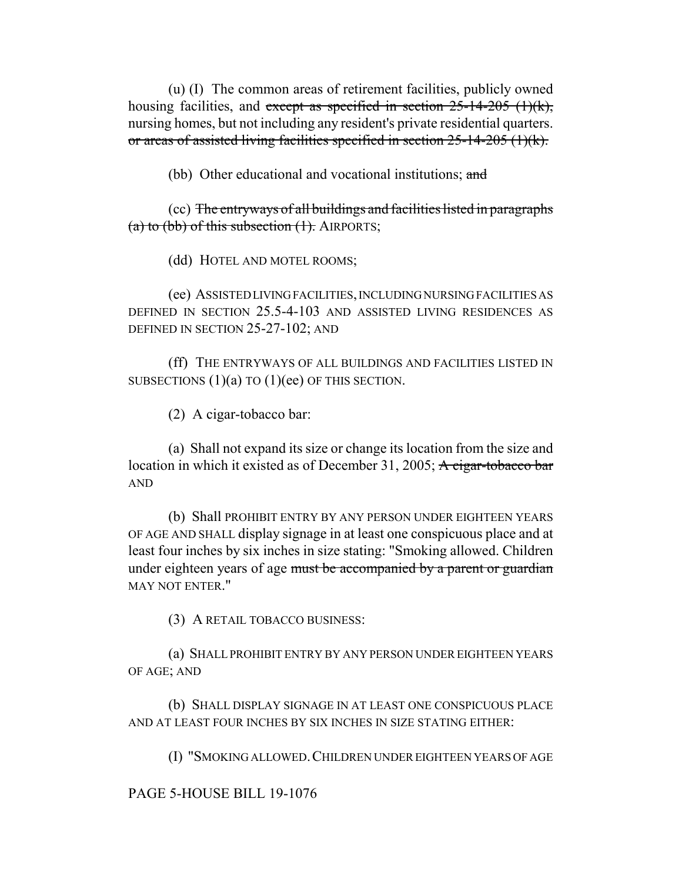(u) (I) The common areas of retirement facilities, publicly owned housing facilities, and ~~except as specified in section 25-14-205 (1)(k),~~ nursing homes, but not including any resident's private residential quarters. ~~or areas of assisted living facilities specified in section 25-14-205 (1)(k).~~

(bb) Other educational and vocational institutions; ~~and~~

(cc) ~~The entryways of all buildings and facilities listed in paragraphs (a) to (bb) of this subsection (1).~~ AIRPORTS;

(dd) HOTEL AND MOTEL ROOMS;

(ee) ASSISTED LIVING FACILITIES, INCLUDING NURSING FACILITIES AS DEFINED IN SECTION 25.5-4-103 AND ASSISTED LIVING RESIDENCES AS DEFINED IN SECTION 25-27-102; AND

(ff) THE ENTRYWAYS OF ALL BUILDINGS AND FACILITIES LISTED IN SUBSECTIONS (1)(a) TO (1)(ee) OF THIS SECTION.

(2) A cigar-tobacco bar:

(a) Shall not expand its size or change its location from the size and location in which it existed as of December 31, 2005; ~~A cigar-tobacco bar~~ AND

(b) Shall PROHIBIT ENTRY BY ANY PERSON UNDER EIGHTEEN YEARS OF AGE AND SHALL display signage in at least one conspicuous place and at least four inches by six inches in size stating: "Smoking allowed. Children under eighteen years of age ~~must be accompanied by a parent or guardian~~ MAY NOT ENTER."

(3) A RETAIL TOBACCO BUSINESS:

(a) SHALL PROHIBIT ENTRY BY ANY PERSON UNDER EIGHTEEN YEARS OF AGE; AND

(b) SHALL DISPLAY SIGNAGE IN AT LEAST ONE CONSPICUOUS PLACE AND AT LEAST FOUR INCHES BY SIX INCHES IN SIZE STATING EITHER:

(I) "SMOKING ALLOWED. CHILDREN UNDER EIGHTEEN YEARS OF AGE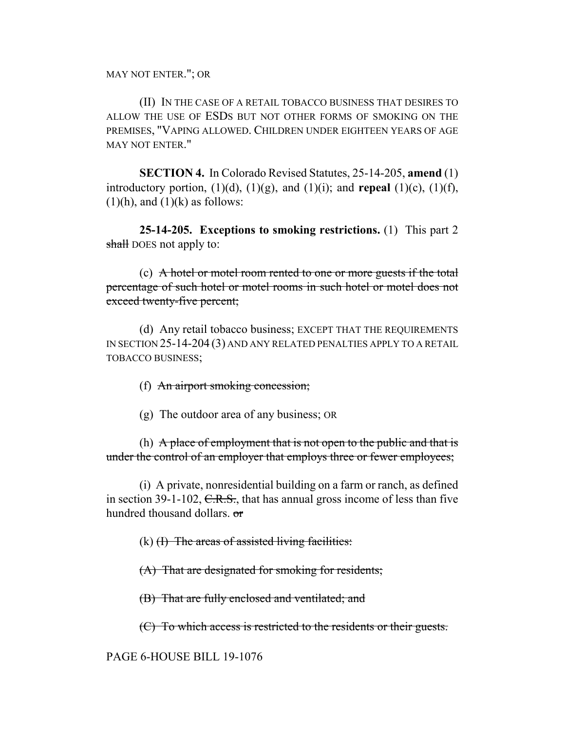MAY NOT ENTER."; OR

(II) IN THE CASE OF A RETAIL TOBACCO BUSINESS THAT DESIRES TO ALLOW THE USE OF ESDS BUT NOT OTHER FORMS OF SMOKING ON THE PREMISES, "VAPING ALLOWED. CHILDREN UNDER EIGHTEEN YEARS OF AGE MAY NOT ENTER."

**SECTION 4.** In Colorado Revised Statutes, 25-14-205, **amend** (1) introductory portion, (1)(d), (1)(g), and (1)(i); and **repeal** (1)(c), (1)(f), (1)(h), and (1)(k) as follows:

**25-14-205. Exceptions to smoking restrictions.** (1) This part 2 ~~shall~~ DOES not apply to:

(c) ~~A hotel or motel room rented to one or more guests if the total percentage of such hotel or motel rooms in such hotel or motel does not exceed twenty-five percent;~~

(d) Any retail tobacco business; EXCEPT THAT THE REQUIREMENTS IN SECTION 25-14-204 (3) AND ANY RELATED PENALTIES APPLY TO A RETAIL TOBACCO BUSINESS;

(f) ~~An airport smoking concession;~~

(g) The outdoor area of any business; OR

(h) ~~A place of employment that is not open to the public and that is under the control of an employer that employs three or fewer employees;~~

(i) A private, nonresidential building on a farm or ranch, as defined in section 39-1-102, ~~C.R.S.~~, that has annual gross income of less than five hundred thousand dollars. ~~or~~

(k) ~~(I) The areas of assisted living facilities:~~

~~(A) That are designated for smoking for residents;~~

~~(B) That are fully enclosed and ventilated; and~~

~~(C) To which access is restricted to the residents or their guests.~~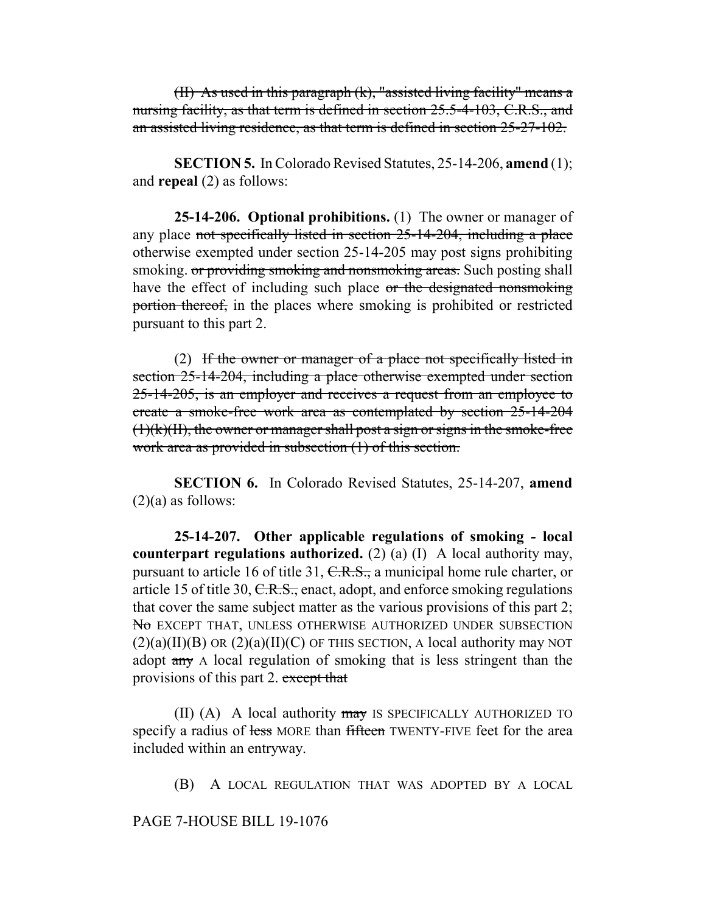~~(II) As used in this paragraph (k), "assisted living facility" means a nursing facility, as that term is defined in section 25.5-4-103, C.R.S., and an assisted living residence, as that term is defined in section 25-27-102.~~

**SECTION 5.** In Colorado Revised Statutes, 25-14-206, **amend** (1); and **repeal** (2) as follows:

**25-14-206. Optional prohibitions.** (1) The owner or manager of any place ~~not specifically listed in section 25-14-204, including a place~~ otherwise exempted under section 25-14-205 may post signs prohibiting smoking. ~~or providing smoking and nonsmoking areas.~~ Such posting shall have the effect of including such place ~~or the designated nonsmoking portion thereof,~~ in the places where smoking is prohibited or restricted pursuant to this part 2.

(2) ~~If the owner or manager of a place not specifically listed in section 25-14-204, including a place otherwise exempted under section 25-14-205, is an employer and receives a request from an employee to create a smoke-free work area as contemplated by section 25-14-204 (1)(k)(II), the owner or manager shall post a sign or signs in the smoke-free work area as provided in subsection (1) of this section.~~

**SECTION 6.** In Colorado Revised Statutes, 25-14-207, **amend** (2)(a) as follows:

**25-14-207. Other applicable regulations of smoking - local counterpart regulations authorized.** (2) (a) (I) A local authority may, pursuant to article 16 of title 31, ~~C.R.S.,~~ a municipal home rule charter, or article 15 of title 30, ~~C.R.S.,~~ enact, adopt, and enforce smoking regulations that cover the same subject matter as the various provisions of this part 2; ~~No~~ EXCEPT THAT, UNLESS OTHERWISE AUTHORIZED UNDER SUBSECTION (2)(a)(II)(B) OR (2)(a)(II)(C) OF THIS SECTION, A local authority may NOT adopt ~~any~~ A local regulation of smoking that is less stringent than the provisions of this part 2. ~~except that~~

(II) (A) A local authority ~~may~~ IS SPECIFICALLY AUTHORIZED TO specify a radius of ~~less~~ MORE than ~~fifteen~~ TWENTY-FIVE feet for the area included within an entryway.

(B) A LOCAL REGULATION THAT WAS ADOPTED BY A LOCAL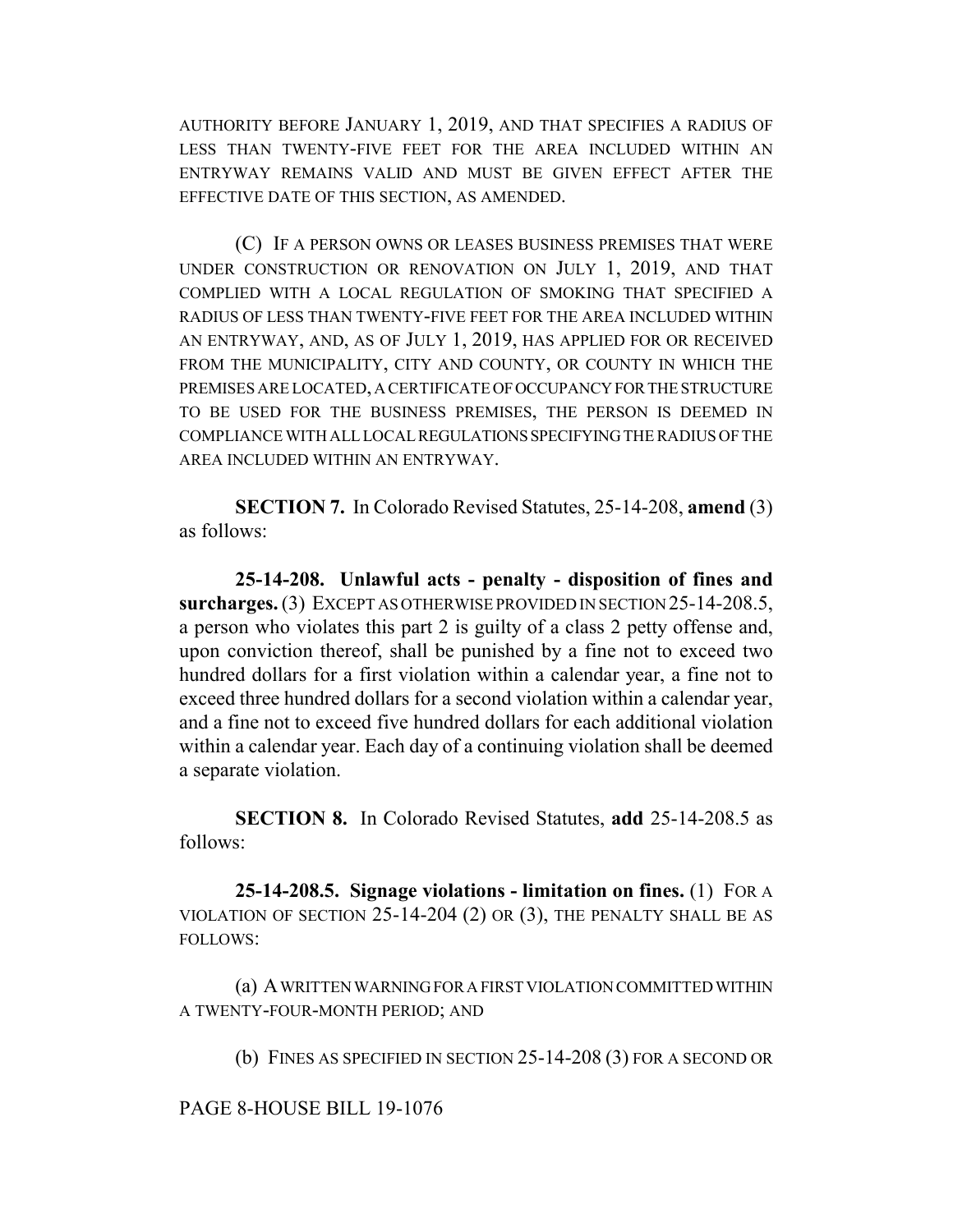AUTHORITY BEFORE JANUARY 1, 2019, AND THAT SPECIFIES A RADIUS OF LESS THAN TWENTY-FIVE FEET FOR THE AREA INCLUDED WITHIN AN ENTRYWAY REMAINS VALID AND MUST BE GIVEN EFFECT AFTER THE EFFECTIVE DATE OF THIS SECTION, AS AMENDED.

(C) IF A PERSON OWNS OR LEASES BUSINESS PREMISES THAT WERE UNDER CONSTRUCTION OR RENOVATION ON JULY 1, 2019, AND THAT COMPLIED WITH A LOCAL REGULATION OF SMOKING THAT SPECIFIED A RADIUS OF LESS THAN TWENTY-FIVE FEET FOR THE AREA INCLUDED WITHIN AN ENTRYWAY, AND, AS OF JULY 1, 2019, HAS APPLIED FOR OR RECEIVED FROM THE MUNICIPALITY, CITY AND COUNTY, OR COUNTY IN WHICH THE PREMISES ARE LOCATED, A CERTIFICATE OF OCCUPANCY FOR THE STRUCTURE TO BE USED FOR THE BUSINESS PREMISES, THE PERSON IS DEEMED IN COMPLIANCE WITH ALL LOCAL REGULATIONS SPECIFYING THE RADIUS OF THE AREA INCLUDED WITHIN AN ENTRYWAY.

**SECTION 7.** In Colorado Revised Statutes, 25-14-208, **amend** (3) as follows:

**25-14-208. Unlawful acts - penalty - disposition of fines and surcharges.** (3) EXCEPT AS OTHERWISE PROVIDED IN SECTION 25-14-208.5, a person who violates this part 2 is guilty of a class 2 petty offense and, upon conviction thereof, shall be punished by a fine not to exceed two hundred dollars for a first violation within a calendar year, a fine not to exceed three hundred dollars for a second violation within a calendar year, and a fine not to exceed five hundred dollars for each additional violation within a calendar year. Each day of a continuing violation shall be deemed a separate violation.

**SECTION 8.** In Colorado Revised Statutes, **add** 25-14-208.5 as follows:

**25-14-208.5. Signage violations - limitation on fines.** (1) FOR A VIOLATION OF SECTION 25-14-204 (2) OR (3), THE PENALTY SHALL BE AS FOLLOWS:

(a) A WRITTEN WARNING FOR A FIRST VIOLATION COMMITTED WITHIN A TWENTY-FOUR-MONTH PERIOD; AND

(b) FINES AS SPECIFIED IN SECTION 25-14-208 (3) FOR A SECOND OR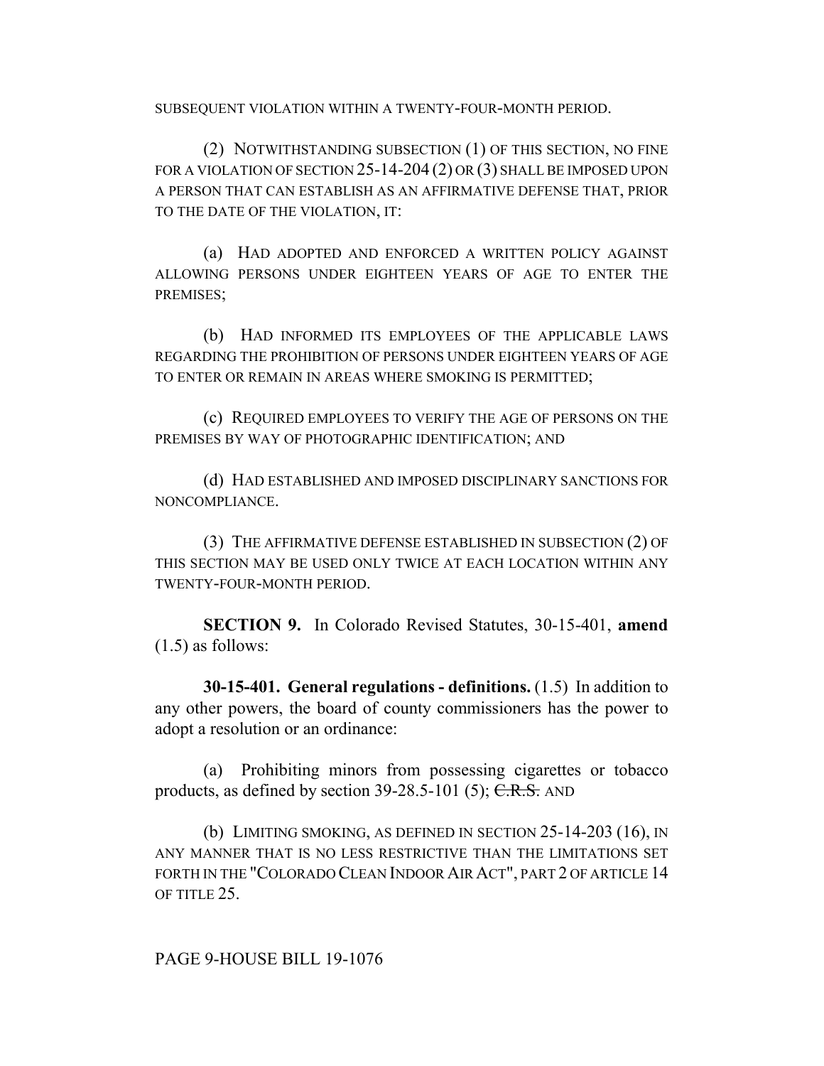SUBSEQUENT VIOLATION WITHIN A TWENTY-FOUR-MONTH PERIOD.

(2) NOTWITHSTANDING SUBSECTION (1) OF THIS SECTION, NO FINE FOR A VIOLATION OF SECTION 25-14-204 (2) OR (3) SHALL BE IMPOSED UPON A PERSON THAT CAN ESTABLISH AS AN AFFIRMATIVE DEFENSE THAT, PRIOR TO THE DATE OF THE VIOLATION, IT:

(a) HAD ADOPTED AND ENFORCED A WRITTEN POLICY AGAINST ALLOWING PERSONS UNDER EIGHTEEN YEARS OF AGE TO ENTER THE PREMISES;

(b) HAD INFORMED ITS EMPLOYEES OF THE APPLICABLE LAWS REGARDING THE PROHIBITION OF PERSONS UNDER EIGHTEEN YEARS OF AGE TO ENTER OR REMAIN IN AREAS WHERE SMOKING IS PERMITTED;

(c) REQUIRED EMPLOYEES TO VERIFY THE AGE OF PERSONS ON THE PREMISES BY WAY OF PHOTOGRAPHIC IDENTIFICATION; AND

(d) HAD ESTABLISHED AND IMPOSED DISCIPLINARY SANCTIONS FOR NONCOMPLIANCE.

(3) THE AFFIRMATIVE DEFENSE ESTABLISHED IN SUBSECTION (2) OF THIS SECTION MAY BE USED ONLY TWICE AT EACH LOCATION WITHIN ANY TWENTY-FOUR-MONTH PERIOD.

**SECTION 9.** In Colorado Revised Statutes, 30-15-401, **amend** (1.5) as follows:

**30-15-401. General regulations - definitions.** (1.5) In addition to any other powers, the board of county commissioners has the power to adopt a resolution or an ordinance:

(a) Prohibiting minors from possessing cigarettes or tobacco products, as defined by section 39-28.5-101 (5); ~~C.R.S.~~ AND

(b) LIMITING SMOKING, AS DEFINED IN SECTION 25-14-203 (16), IN ANY MANNER THAT IS NO LESS RESTRICTIVE THAN THE LIMITATIONS SET FORTH IN THE "COLORADO CLEAN INDOOR AIR ACT", PART 2 OF ARTICLE 14 OF TITLE 25.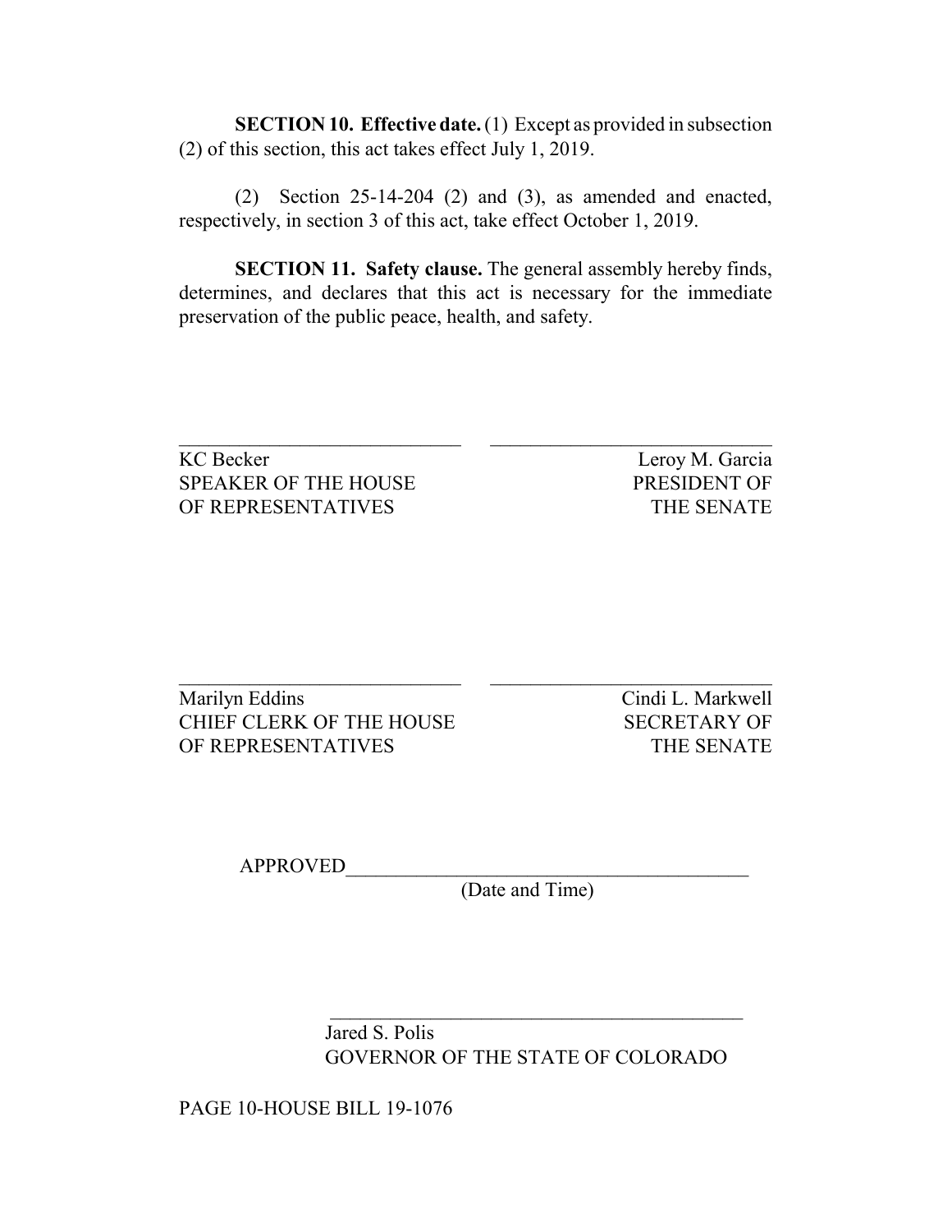**SECTION 10. Effective date.** (1) Except as provided in subsection (2) of this section, this act takes effect July 1, 2019.

(2) Section 25-14-204 (2) and (3), as amended and enacted, respectively, in section 3 of this act, take effect October 1, 2019.

**SECTION 11. Safety clause.** The general assembly hereby finds, determines, and declares that this act is necessary for the immediate preservation of the public peace, health, and safety.

\_\_\_\_\_\_\_\_\_\_\_\_\_\_\_\_\_\_\_\_\_\_\_\_\_\_\_\_
KC Becker
SPEAKER OF THE HOUSE
OF REPRESENTATIVES

\_\_\_\_\_\_\_\_\_\_\_\_\_\_\_\_\_\_\_\_\_\_\_\_\_\_\_\_
Leroy M. Garcia
PRESIDENT OF
THE SENATE

\_\_\_\_\_\_\_\_\_\_\_\_\_\_\_\_\_\_\_\_\_\_\_\_\_\_\_\_
Marilyn Eddins
CHIEF CLERK OF THE HOUSE
OF REPRESENTATIVES

\_\_\_\_\_\_\_\_\_\_\_\_\_\_\_\_\_\_\_\_\_\_\_\_\_\_\_\_
Cindi L. Markwell
SECRETARY OF
THE SENATE

APPROVED\_\_\_\_\_\_\_\_\_\_\_\_\_\_\_\_\_\_\_\_\_\_\_\_\_\_\_\_\_\_\_\_\_\_\_\_\_\_\_\_
(Date and Time)

\_\_\_\_\_\_\_\_\_\_\_\_\_\_\_\_\_\_\_\_\_\_\_\_\_\_\_\_\_\_\_\_\_\_\_\_\_\_\_\_\_\_
Jared S. Polis
GOVERNOR OF THE STATE OF COLORADO

PAGE 10-HOUSE BILL 19-1076